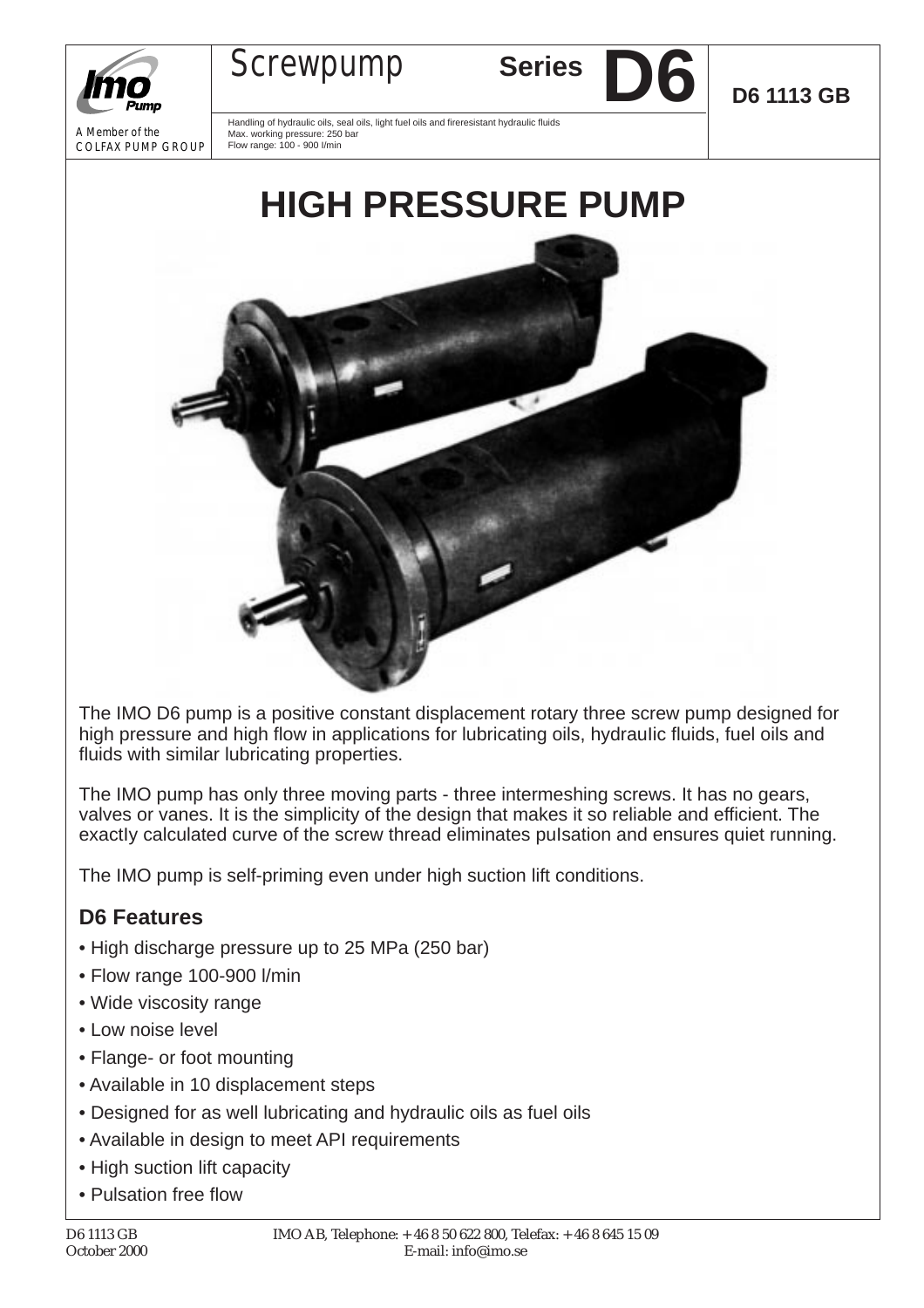A Member of the COLFAX PUMP GROUP

# Screwpump Series D6

**D6 1113 GB**

Handling of hydraulic oils, seal oils, light fuel oils and fireresistant hydraulic fluids
Max. working pressure: 250 bar
Flow range: 100 - 900 l/min

# HIGH PRESSURE PUMP

The IMO D6 pump is a positive constant displacement rotary three screw pump designed for high pressure and high flow in applications for lubricating oils, hydraulic fluids, fuel oils and fluids with similar lubricating properties.

The IMO pump has only three moving parts - three intermeshing screws. It has no gears, valves or vanes. It is the simplicity of the design that makes it so reliable and efficient. The exactly calculated curve of the screw thread eliminates pulsation and ensures quiet running.

The IMO pump is self-priming even under high suction lift conditions.

## D6 Features

- High discharge pressure up to 25 MPa (250 bar)
- Flow range 100-900 l/min
- Wide viscosity range
- Low noise level
- Flange- or foot mounting
- Available in 10 displacement steps
- Designed for as well lubricating and hydraulic oils as fuel oils
- Available in design to meet API requirements
- High suction lift capacity
- Pulsation free flow

D6 1113 GB
October 2000

IMO AB, Telephone: + 46 8 50 622 800, Telefax: + 46 8 645 15 09
E-mail: info@imo.se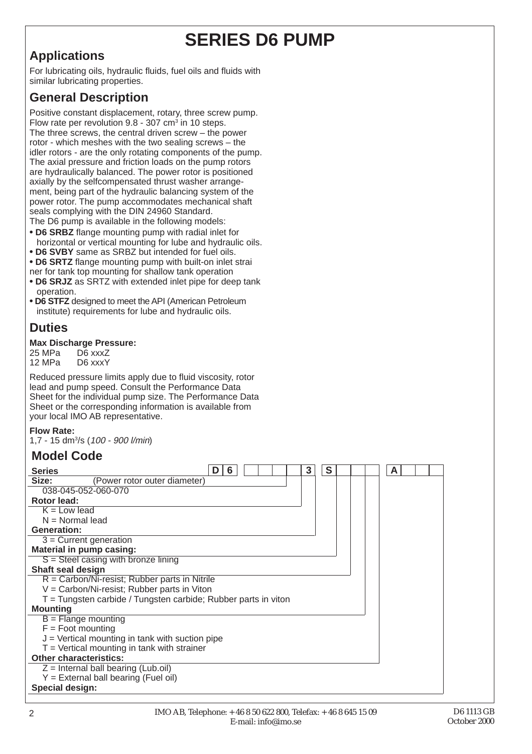# SERIES D6 PUMP

## Applications

For lubricating oils, hydraulic fluids, fuel oils and fluids with similar lubricating properties.

## General Description

Positive constant displacement, rotary, three screw pump. Flow rate per revolution 9.8 - 307 $cm^3$ in 10 steps.
The three screws, the central driven screw – the power rotor - which meshes with the two sealing screws – the idler rotors - are the only rotating components of the pump. The axial pressure and friction loads on the pump rotors are hydraulically balanced. The power rotor is positioned axially by the selfcompensated thrust washer arrangement, being part of the hydraulic balancing system of the power rotor. The pump accommodates mechanical shaft seals complying with the DIN 24960 Standard.
The D6 pump is available in the following models:

- **D6 SRBZ** flange mounting pump with radial inlet for horizontal or vertical mounting for lube and hydraulic oils.
- **D6 SVBY** same as SRBZ but intended for fuel oils.
- **D6 SRTZ** flange mounting pump with built-on inlet strainer for tank top mounting for shallow tank operation
- **D6 SRJZ** as SRTZ with extended inlet pipe for deep tank operation.
- **D6 STFZ** designed to meet the API (American Petroleum institute) requirements for lube and hydraulic oils.

## Duties

**Max Discharge Pressure:**
25 MPa D6 xxxZ
12 MPa D6 xxxY

Reduced pressure limits apply due to fluid viscosity, rotor lead and pump speed. Consult the Performance Data Sheet for the individual pump size. The Performance Data Sheet or the corresponding information is available from your local IMO AB representative.

**Flow Rate:**
1,7 - 15 $dm^3/s$ (*100 - 900 l/min*)

## Model Code

Model code fields: **D 6** | _ _ _ | _ | **3** | **S** | _ | _ | _ | **A** | _ _ _

**Series**

**Size:** (Power rotor outer diameter)
- 038-045-052-060-070

**Rotor lead:**
- K = Low lead
- N = Normal lead

**Generation:**
- 3 = Current generation

**Material in pump casing:**
- S = Steel casing with bronze lining

**Shaft seal design**
- R = Carbon/Ni-resist; Rubber parts in Nitrile
- V = Carbon/Ni-resist; Rubber parts in Viton
- T = Tungsten carbide / Tungsten carbide; Rubber parts in viton

**Mounting**
- B = Flange mounting
- F = Foot mounting
- J = Vertical mounting in tank with suction pipe
- T = Vertical mounting in tank with strainer

**Other characteristics:**
- Z = Internal ball bearing (Lub.oil)
- Y = External ball bearing (Fuel oil)

**Special design:**

IMO AB, Telephone: +46 8 50 622 800, Telefax: +46 8 645 15 09
E-mail: info@imo.se

D6 1113 GB
October 2000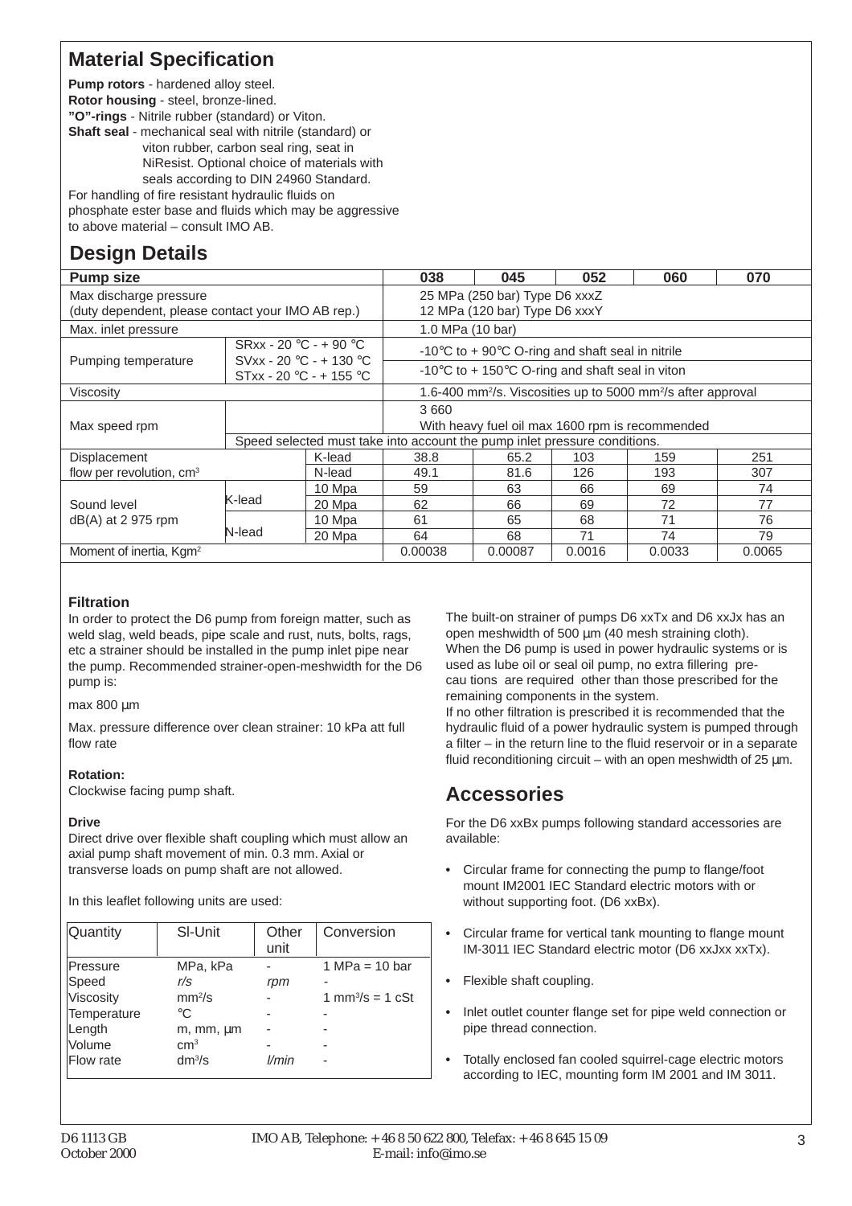## Material Specification

**Pump rotors** - hardened alloy steel.
**Rotor housing** - steel, bronze-lined.
**"O"-rings** - Nitrile rubber (standard) or Viton.
**Shaft seal** - mechanical seal with nitrile (standard) or viton rubber, carbon seal ring, seat in NiResist. Optional choice of materials with seals according to DIN 24960 Standard.
For handling of fire resistant hydraulic fluids on phosphate ester base and fluids which may be aggressive to above material – consult IMO AB.

## Design Details

| Pump size | | | 038 | 045 | 052 | 060 | 070 |
|---|---|---|---|---|---|---|---|
| Max discharge pressure (duty dependent, please contact your IMO AB rep.) | | | 25 MPa (250 bar) Type D6 xxxZ<br>12 MPa (120 bar) Type D6 xxxY | | | | |
| Max. inlet pressure | | | 1.0 MPa (10 bar) | | | | |
| Pumping temperature | SRxx - 20 °C - + 90 °C<br>SVxx - 20 °C - + 130 °C<br>STxx - 20 °C - + 155 °C | | -10°C to + 90°C O-ring and shaft seal in nitrile<br>-10°C to + 150°C O-ring and shaft seal in viton | | | | |
| Viscosity | | | 1.6-400 mm²/s. Viscosities up to 5000 mm²/s after approval | | | | |
| Max speed rpm | | | 3 660<br>With heavy fuel oil max 1600 rpm is recommended | | | | |
| | Speed selected must take into account the pump inlet pressure conditions. | | | | | | |
| Displacement flow per revolution, cm³ | | K-lead | 38.8 | 65.2 | 103 | 159 | 251 |
| | | N-lead | 49.1 | 81.6 | 126 | 193 | 307 |
| Sound level dB(A) at 2 975 rpm | K-lead | 10 Mpa | 59 | 63 | 66 | 69 | 74 |
| | | 20 Mpa | 62 | 66 | 69 | 72 | 77 |
| | N-lead | 10 Mpa | 61 | 65 | 68 | 71 | 76 |
| | | 20 Mpa | 64 | 68 | 71 | 74 | 79 |
| Moment of inertia, Kgm² | | | 0.00038 | 0.00087 | 0.0016 | 0.0033 | 0.0065 |

### Filtration

In order to protect the D6 pump from foreign matter, such as weld slag, weld beads, pipe scale and rust, nuts, bolts, rags, etc a strainer should be installed in the pump inlet pipe near the pump. Recommended strainer-open-meshwidth for the D6 pump is:

max 800 µm

Max. pressure difference over clean strainer: 10 kPa att full flow rate

### Rotation:

Clockwise facing pump shaft.

### Drive

Direct drive over flexible shaft coupling which must allow an axial pump shaft movement of min. 0.3 mm. Axial or transverse loads on pump shaft are not allowed.

In this leaflet following units are used:

| Quantity | SI-Unit | Other unit | Conversion |
|---|---|---|---|
| Pressure | MPa, kPa | - | 1 MPa = 10 bar |
| Speed | *r/s* | *rpm* | - |
| Viscosity | mm²/s | - | 1 mm³/s = 1 cSt |
| Temperature | °C | - | - |
| Length | m, mm, µm | - | - |
| Volume | cm³ | - | - |
| Flow rate | dm³/s | *l/min* | - |

The built-on strainer of pumps D6 xxTx and D6 xxJx has an open meshwidth of 500 µm (40 mesh straining cloth).
When the D6 pump is used in power hydraulic systems or is used as lube oil or seal oil pump, no extra fillering precau tions are required other than those prescribed for the remaining components in the system.
If no other filtration is prescribed it is recommended that the hydraulic fluid of a power hydraulic system is pumped through a filter – in the return line to the fluid reservoir or in a separate fluid reconditioning circuit – with an open meshwidth of 25 µm.

## Accessories

For the D6 xxBx pumps following standard accessories are available:

- Circular frame for connecting the pump to flange/foot mount IM2001 IEC Standard electric motors with or without supporting foot. (D6 xxBx).
- Circular frame for vertical tank mounting to flange mount IM-3011 IEC Standard electric motor (D6 xxJxx xxTx).
- Flexible shaft coupling.
- Inlet outlet counter flange set for pipe weld connection or pipe thread connection.
- Totally enclosed fan cooled squirrel-cage electric motors according to IEC, mounting form IM 2001 and IM 3011.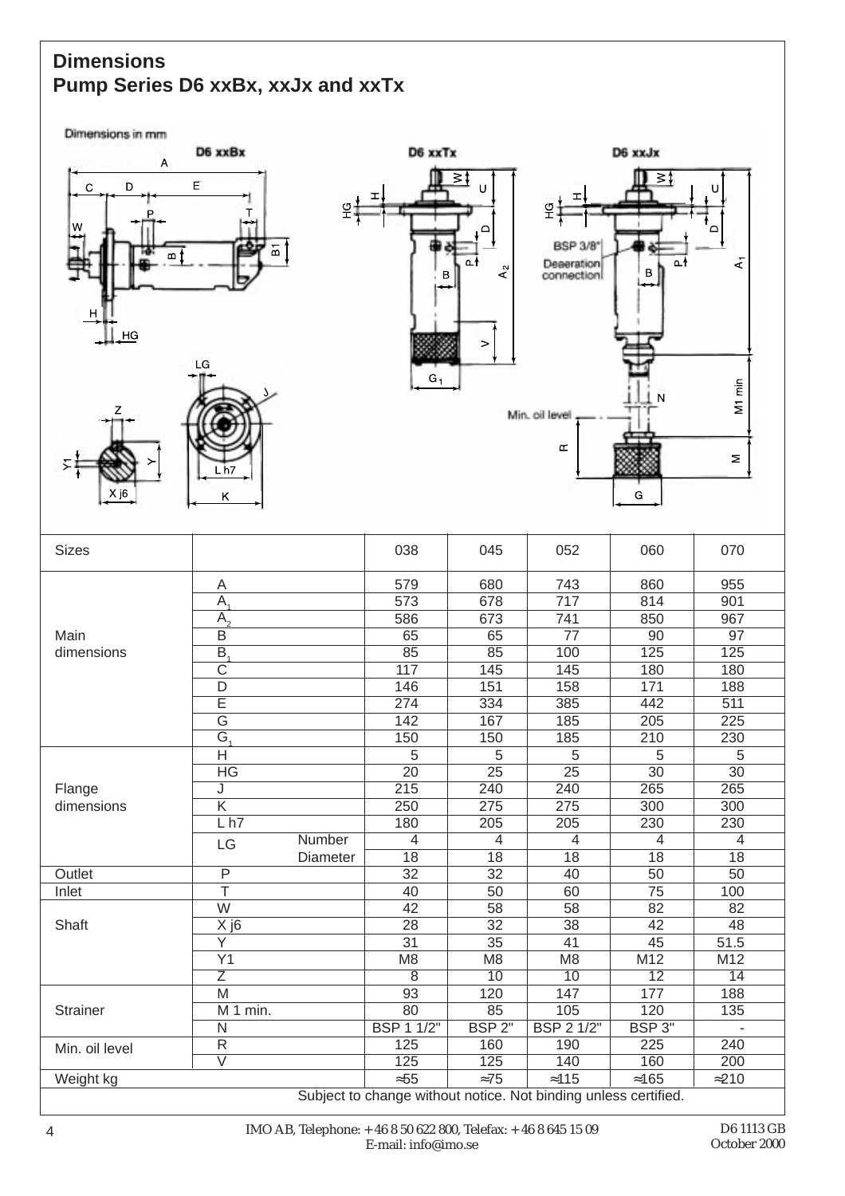# Dimensions
## Pump Series D6 xxBx, xxJx and xxTx

Dimensions in mm

| Sizes | | | 038 | 045 | 052 | 060 | 070 |
|---|---|---|---|---|---|---|---|
| Main dimensions | A | | 579 | 680 | 743 | 860 | 955 |
| | $A_1$ | | 573 | 678 | 717 | 814 | 901 |
| | $A_2$ | | 586 | 673 | 741 | 850 | 967 |
| | B | | 65 | 65 | 77 | 90 | 97 |
| | $B_1$ | | 85 | 85 | 100 | 125 | 125 |
| | C | | 117 | 145 | 145 | 180 | 180 |
| | D | | 146 | 151 | 158 | 171 | 188 |
| | E | | 274 | 334 | 385 | 442 | 511 |
| | G | | 142 | 167 | 185 | 205 | 225 |
| | $G_1$ | | 150 | 150 | 185 | 210 | 230 |
| Flange dimensions | H | | 5 | 5 | 5 | 5 | 5 |
| | HG | | 20 | 25 | 25 | 30 | 30 |
| | J | | 215 | 240 | 240 | 265 | 265 |
| | K | | 250 | 275 | 275 | 300 | 300 |
| | L h7 | | 180 | 205 | 205 | 230 | 230 |
| | LG | Number | 4 | 4 | 4 | 4 | 4 |
| | | Diameter | 18 | 18 | 18 | 18 | 18 |
| Outlet | P | | 32 | 32 | 40 | 50 | 50 |
| Inlet | T | | 40 | 50 | 60 | 75 | 100 |
| Shaft | W | | 42 | 58 | 58 | 82 | 82 |
| | X j6 | | 28 | 32 | 38 | 42 | 48 |
| | Y | | 31 | 35 | 41 | 45 | 51.5 |
| | Y1 | | M8 | M8 | M8 | M12 | M12 |
| | Z | | 8 | 10 | 10 | 12 | 14 |
| Strainer | M | | 93 | 120 | 147 | 177 | 188 |
| | M 1 min. | | 80 | 85 | 105 | 120 | 135 |
| | N | | BSP 1 1/2" | BSP 2" | BSP 2 1/2" | BSP 3" | - |
| Min. oil level | R | | 125 | 160 | 190 | 225 | 240 |
| | V | | 125 | 125 | 140 | 160 | 200 |
| Weight kg | | | ≈55 | ≈75 | ≈115 | ≈165 | ≈210 |

Subject to change without notice. Not binding unless certified.

IMO AB, Telephone: +46 8 50 622 800, Telefax: +46 8 645 15 09
E-mail: info@imo.se

D6 1113 GB
October 2000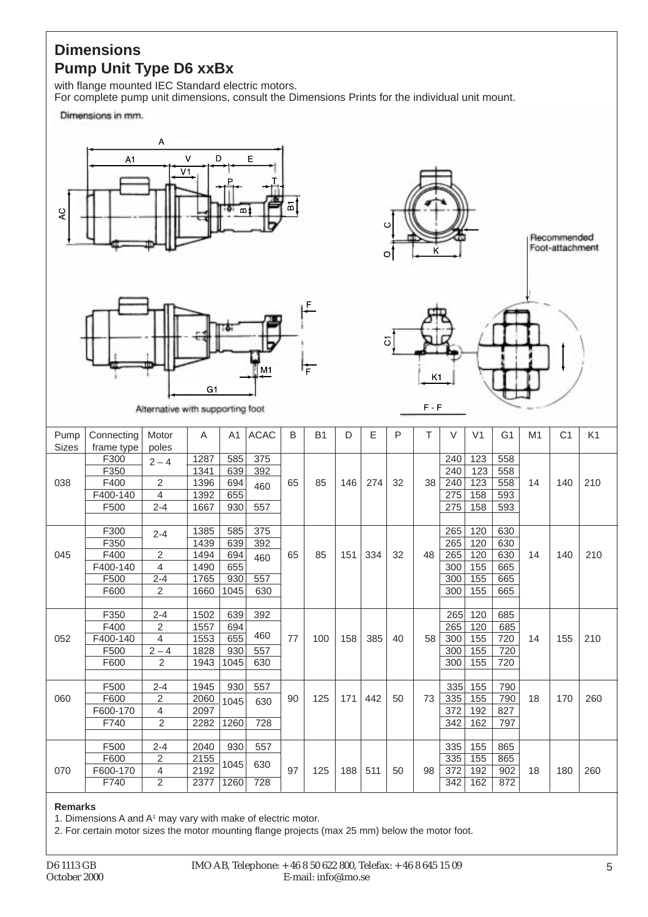# Dimensions

# Pump Unit Type D6 xxBx

with flange mounted IEC Standard electric motors.
For complete pump unit dimensions, consult the Dimensions Prints for the individual unit mount.

Dimensions in mm.

Alternative with supporting foot

Recommended Foot-attachment

| Pump Sizes | Connecting frame type | Motor poles | A | A1 | ACAC | B | B1 | D | E | P | T | V | V1 | G1 | M1 | C1 | K1 |
|---|---|---|---|---|---|---|---|---|---|---|---|---|---|---|---|---|---|
| 038 | F300 | 2 – 4 | 1287 | 585 | 375 | 65 | 85 | 146 | 274 | 32 | 38 | 240 | 123 | 558 | 14 | 140 | 210 |
| | F350 | | 1341 | 639 | 392 | | | | | | | 240 | 123 | 558 | | | |
| | F400 | 2 | 1396 | 694 | 460 | | | | | | | 240 | 123 | 558 | | | |
| | F400-140 | 4 | 1392 | 655 | | | | | | | | 275 | 158 | 593 | | | |
| | F500 | 2-4 | 1667 | 930 | 557 | | | | | | | 275 | 158 | 593 | | | |
| 045 | F300 | 2-4 | 1385 | 585 | 375 | 65 | 85 | 151 | 334 | 32 | 48 | 265 | 120 | 630 | 14 | 140 | 210 |
| | F350 | | 1439 | 639 | 392 | | | | | | | 265 | 120 | 630 | | | |
| | F400 | 2 | 1494 | 694 | 460 | | | | | | | 265 | 120 | 630 | | | |
| | F400-140 | 4 | 1490 | 655 | | | | | | | | 300 | 155 | 665 | | | |
| | F500 | 2-4 | 1765 | 930 | 557 | | | | | | | 300 | 155 | 665 | | | |
| | F600 | 2 | 1660 | 1045 | 630 | | | | | | | 300 | 155 | 665 | | | |
| 052 | F350 | 2-4 | 1502 | 639 | 392 | 77 | 100 | 158 | 385 | 40 | 58 | 265 | 120 | 685 | 14 | 155 | 210 |
| | F400 | 2 | 1557 | 694 | 460 | | | | | | | 265 | 120 | 685 | | | |
| | F400-140 | 4 | 1553 | 655 | | | | | | | | 300 | 155 | 720 | | | |
| | F500 | 2 – 4 | 1828 | 930 | 557 | | | | | | | 300 | 155 | 720 | | | |
| | F600 | 2 | 1943 | 1045 | 630 | | | | | | | 300 | 155 | 720 | | | |
| 060 | F500 | 2-4 | 1945 | 930 | 557 | 90 | 125 | 171 | 442 | 50 | 73 | 335 | 155 | 790 | 18 | 170 | 260 |
| | F600 | 2 | 2060 | 1045 | 630 | | | | | | | 335 | 155 | 790 | | | |
| | F600-170 | 4 | 2097 | | | | | | | | | 372 | 192 | 827 | | | |
| | F740 | 2 | 2282 | 1260 | 728 | | | | | | | 342 | 162 | 797 | | | |
| 070 | F500 | 2-4 | 2040 | 930 | 557 | 97 | 125 | 188 | 511 | 50 | 98 | 335 | 155 | 865 | 18 | 180 | 260 |
| | F600 | 2 | 2155 | 1045 | 630 | | | | | | | 335 | 155 | 865 | | | |
| | F600-170 | 4 | 2192 | | | | | | | | | 372 | 192 | 902 | | | |
| | F740 | 2 | 2377 | 1260 | 728 | | | | | | | 342 | 162 | 872 | | | |

**Remarks**

1. Dimensions A and A1 may vary with make of electric motor.
2. For certain motor sizes the motor mounting flange projects (max 25 mm) below the motor foot.

D6 1113 GB
October 2000

IMO AB, Telephone: +46 8 50 622 800, Telefax: +46 8 645 15 09
E-mail: info@imo.se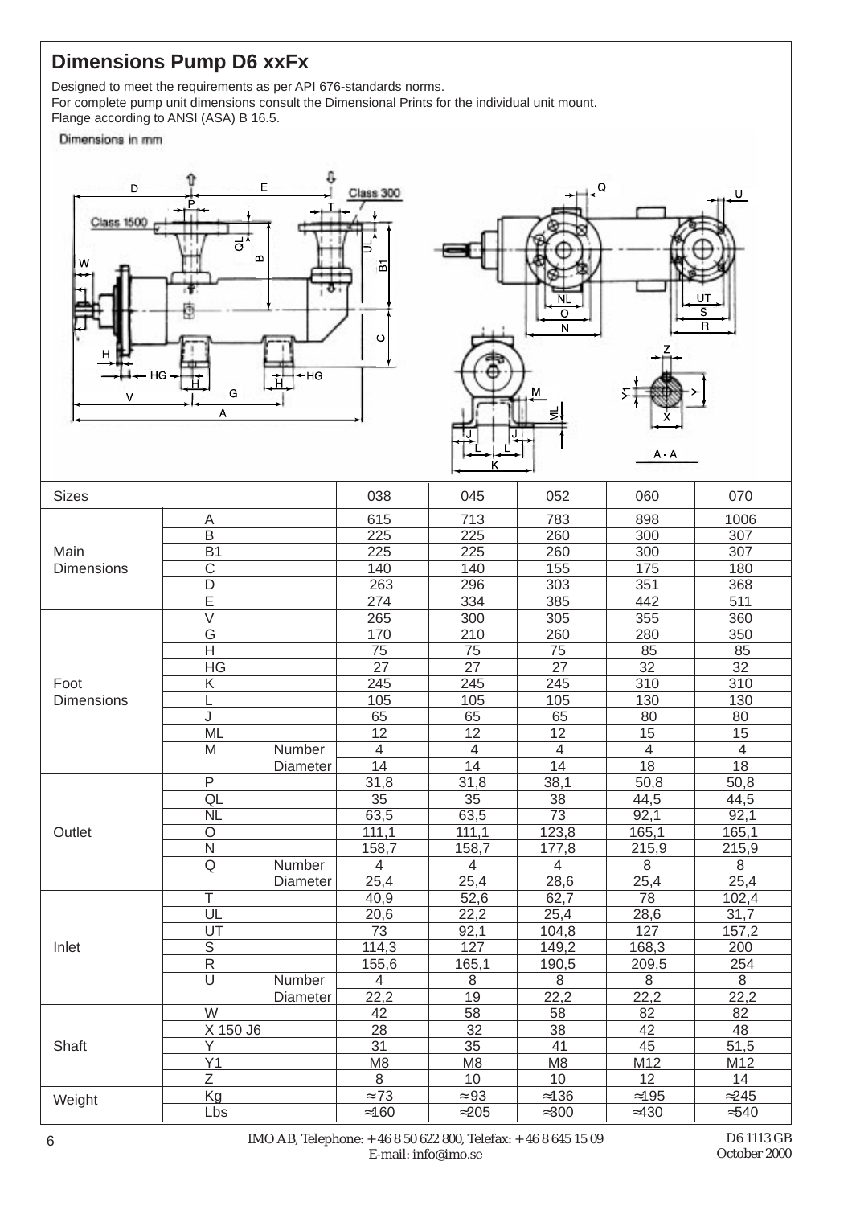## Dimensions Pump D6 xxFx

Designed to meet the requirements as per API 676-standards norms.
For complete pump unit dimensions consult the Dimensional Prints for the individual unit mount.
Flange according to ANSI (ASA) B 16.5.

Dimensions in mm

| Sizes | | | 038 | 045 | 052 | 060 | 070 |
|---|---|---|---|---|---|---|---|
| Main Dimensions | A | | 615 | 713 | 783 | 898 | 1006 |
| | B | | 225 | 225 | 260 | 300 | 307 |
| | B1 | | 225 | 225 | 260 | 300 | 307 |
| | C | | 140 | 140 | 155 | 175 | 180 |
| | D | | 263 | 296 | 303 | 351 | 368 |
| | E | | 274 | 334 | 385 | 442 | 511 |
| Foot Dimensions | V | | 265 | 300 | 305 | 355 | 360 |
| | G | | 170 | 210 | 260 | 280 | 350 |
| | H | | 75 | 75 | 75 | 85 | 85 |
| | HG | | 27 | 27 | 27 | 32 | 32 |
| | K | | 245 | 245 | 245 | 310 | 310 |
| | L | | 105 | 105 | 105 | 130 | 130 |
| | J | | 65 | 65 | 65 | 80 | 80 |
| | ML | | 12 | 12 | 12 | 15 | 15 |
| | M | Number | 4 | 4 | 4 | 4 | 4 |
| | | Diameter | 14 | 14 | 14 | 18 | 18 |
| Outlet | P | | 31,8 | 31,8 | 38,1 | 50,8 | 50,8 |
| | QL | | 35 | 35 | 38 | 44,5 | 44,5 |
| | NL | | 63,5 | 63,5 | 73 | 92,1 | 92,1 |
| | O | | 111,1 | 111,1 | 123,8 | 165,1 | 165,1 |
| | N | | 158,7 | 158,7 | 177,8 | 215,9 | 215,9 |
| | Q | Number | 4 | 4 | 4 | 8 | 8 |
| | | Diameter | 25,4 | 25,4 | 28,6 | 25,4 | 25,4 |
| Inlet | T | | 40,9 | 52,6 | 62,7 | 78 | 102,4 |
| | UL | | 20,6 | 22,2 | 25,4 | 28,6 | 31,7 |
| | UT | | 73 | 92,1 | 104,8 | 127 | 157,2 |
| | S | | 114,3 | 127 | 149,2 | 168,3 | 200 |
| | R | | 155,6 | 165,1 | 190,5 | 209,5 | 254 |
| | U | Number | 4 | 8 | 8 | 8 | 8 |
| | | Diameter | 22,2 | 19 | 22,2 | 22,2 | 22,2 |
| Shaft | W | | 42 | 58 | 58 | 82 | 82 |
| | X 150 J6 | | 28 | 32 | 38 | 42 | 48 |
| | Y | | 31 | 35 | 41 | 45 | 51,5 |
| | Y1 | | M8 | M8 | M8 | M12 | M12 |
| | Z | | 8 | 10 | 10 | 12 | 14 |
| Weight | Kg | | ≈ 73 | ≈ 93 | ≈136 | ≈195 | ≈245 |
| | Lbs | | ≈160 | ≈205 | ≈300 | ≈430 | ≈540 |

IMO AB, Telephone: +46 8 50 622 800, Telefax: +46 8 645 15 09
E-mail: info@imo.se

D6 1113 GB
October 2000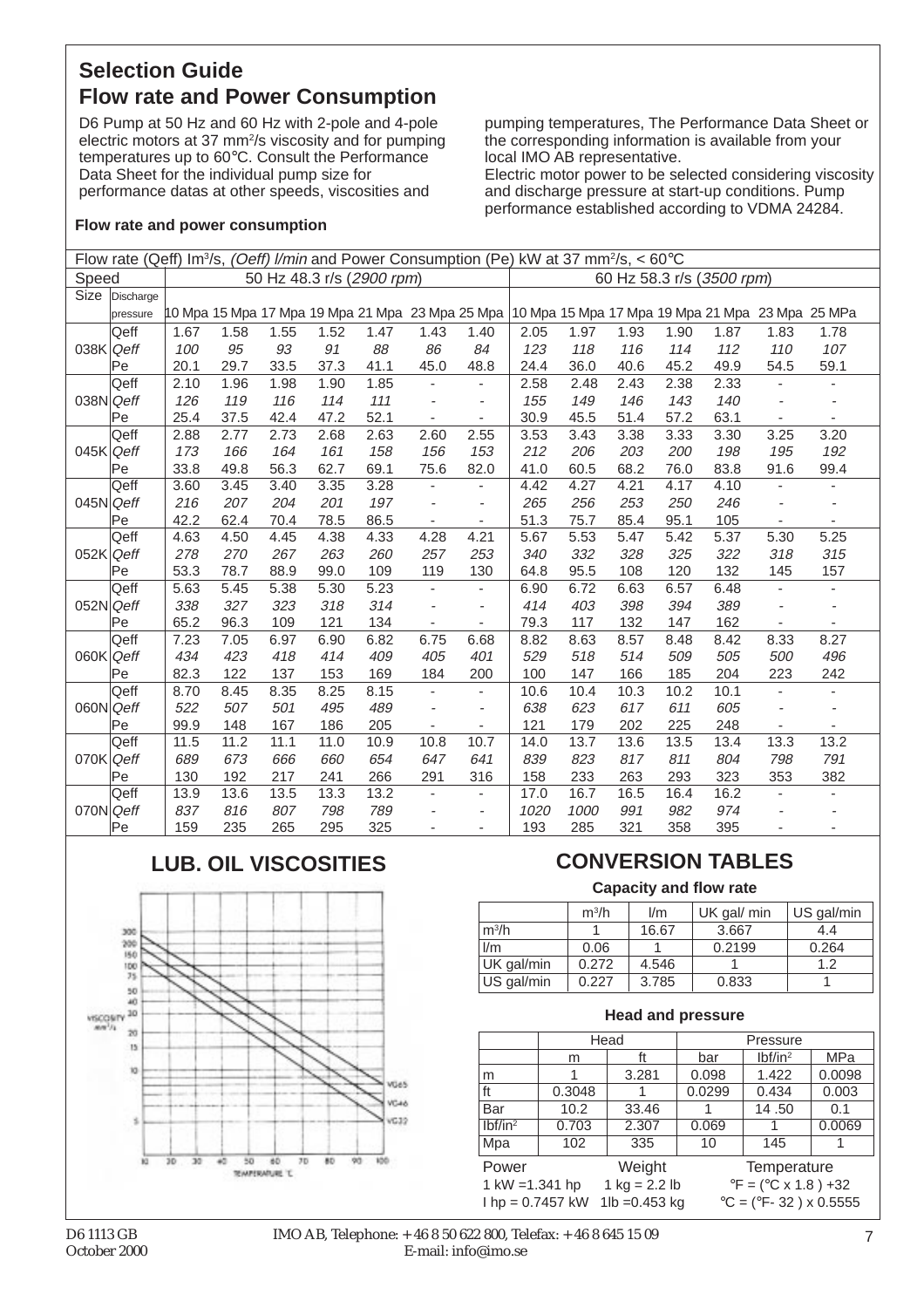# Selection Guide
# Flow rate and Power Consumption

D6 Pump at 50 Hz and 60 Hz with 2-pole and 4-pole electric motors at 37 mm²/s viscosity and for pumping temperatures up to 60°C. Consult the Performance Data Sheet for the individual pump size for performance datas at other speeds, viscosities and pumping temperatures, The Performance Data Sheet or the corresponding information is available from your local IMO AB representative.

Electric motor power to be selected considering viscosity and discharge pressure at start-up conditions. Pump performance established according to VDMA 24284.

**Flow rate and power consumption**

Flow rate (Qeff) lm³/s, *(Oeff) l/min* and Power Consumption (Pe) kW at 37 mm²/s, < 60°C

| Speed | | 50 Hz 48.3 r/s (*2900 rpm*) | | | | | | | 60 Hz 58.3 r/s (*3500 rpm*) | | | | | | |
|---|---|---|---|---|---|---|---|---|---|---|---|---|---|---|---|
| Size | Discharge pressure | 10 Mpa | 15 Mpa | 17 Mpa | 19 Mpa | 21 Mpa | 23 Mpa | 25 Mpa | 10 Mpa | 15 Mpa | 17 Mpa | 19 Mpa | 21 Mpa | 23 Mpa | 25 MPa |
| 038K | Qeff | 1.67 | 1.58 | 1.55 | 1.52 | 1.47 | 1.43 | 1.40 | 2.05 | 1.97 | 1.93 | 1.90 | 1.87 | 1.83 | 1.78 |
| | *Qeff* | *100* | *95* | *93* | *91* | *88* | *86* | *84* | *123* | *118* | *116* | *114* | *112* | *110* | *107* |
| | Pe | 20.1 | 29.7 | 33.5 | 37.3 | 41.1 | 45.0 | 48.8 | 24.4 | 36.0 | 40.6 | 45.2 | 49.9 | 54.5 | 59.1 |
| 038N | Qeff | 2.10 | 1.96 | 1.98 | 1.90 | 1.85 | - | - | 2.58 | 2.48 | 2.43 | 2.38 | 2.33 | - | - |
| | *Qeff* | *126* | *119* | *116* | *114* | *111* | - | - | *155* | *149* | *146* | *143* | *140* | - | - |
| | Pe | 25.4 | 37.5 | 42.4 | 47.2 | 52.1 | - | - | 30.9 | 45.5 | 51.4 | 57.2 | 63.1 | - | - |
| 045K | Qeff | 2.88 | 2.77 | 2.73 | 2.68 | 2.63 | 2.60 | 2.55 | 3.53 | 3.43 | 3.38 | 3.33 | 3.30 | 3.25 | 3.20 |
| | *Qeff* | *173* | *166* | *164* | *161* | *158* | *156* | *153* | *212* | *206* | *203* | *200* | *198* | *195* | *192* |
| | Pe | 33.8 | 49.8 | 56.3 | 62.7 | 69.1 | 75.6 | 82.0 | 41.0 | 60.5 | 68.2 | 76.0 | 83.8 | 91.6 | 99.4 |
| 045N | Qeff | 3.60 | 3.45 | 3.40 | 3.35 | 3.28 | - | - | 4.42 | 4.27 | 4.21 | 4.17 | 4.10 | - | - |
| | *Qeff* | *216* | *207* | *204* | *201* | *197* | - | - | *265* | *256* | *253* | *250* | *246* | - | - |
| | Pe | 42.2 | 62.4 | 70.4 | 78.5 | 86.5 | - | - | 51.3 | 75.7 | 85.4 | 95.1 | 105 | - | - |
| 052K | Qeff | 4.63 | 4.50 | 4.45 | 4.38 | 4.33 | 4.28 | 4.21 | 5.67 | 5.53 | 5.47 | 5.42 | 5.37 | 5.30 | 5.25 |
| | *Qeff* | *278* | *270* | *267* | *263* | *260* | *257* | *253* | *340* | *332* | *328* | *325* | *322* | *318* | *315* |
| | Pe | 53.3 | 78.7 | 88.9 | 99.0 | 109 | 119 | 130 | 64.8 | 95.5 | 108 | 120 | 132 | 145 | 157 |
| 052N | Qeff | 5.63 | 5.45 | 5.38 | 5.30 | 5.23 | - | - | 6.90 | 6.72 | 6.63 | 6.57 | 6.48 | - | - |
| | *Qeff* | *338* | *327* | *323* | *318* | *314* | - | - | *414* | *403* | *398* | *394* | *389* | - | - |
| | Pe | 65.2 | 96.3 | 109 | 121 | 134 | - | - | 79.3 | 117 | 132 | 147 | 162 | - | - |
| 060K | Qeff | 7.23 | 7.05 | 6.97 | 6.90 | 6.82 | 6.75 | 6.68 | 8.82 | 8.63 | 8.57 | 8.48 | 8.42 | 8.33 | 8.27 |
| | *Qeff* | *434* | *423* | *418* | *414* | *409* | *405* | *401* | *529* | *518* | *514* | *509* | *505* | *500* | *496* |
| | Pe | 82.3 | 122 | 137 | 153 | 169 | 184 | 200 | 100 | 147 | 166 | 185 | 204 | 223 | 242 |
| 060N | Qeff | 8.70 | 8.45 | 8.35 | 8.25 | 8.15 | - | - | 10.6 | 10.4 | 10.3 | 10.2 | 10.1 | - | - |
| | *Qeff* | *522* | *507* | *501* | *495* | *489* | - | - | *638* | *623* | *617* | *611* | *605* | - | - |
| | Pe | 99.9 | 148 | 167 | 186 | 205 | - | - | 121 | 179 | 202 | 225 | 248 | - | - |
| 070K | Qeff | 11.5 | 11.2 | 11.1 | 11.0 | 10.9 | 10.8 | 10.7 | 14.0 | 13.7 | 13.6 | 13.5 | 13.4 | 13.3 | 13.2 |
| | *Qeff* | *689* | *673* | *666* | *660* | *654* | *647* | *641* | *839* | *823* | *817* | *811* | *804* | *798* | *791* |
| | Pe | 130 | 192 | 217 | 241 | 266 | 291 | 316 | 158 | 233 | 263 | 293 | 323 | 353 | 382 |
| 070N | Qeff | 13.9 | 13.6 | 13.5 | 13.3 | 13.2 | - | - | 17.0 | 16.7 | 16.5 | 16.4 | 16.2 | - | - |
| | *Qeff* | *837* | *816* | *807* | *798* | *789* | - | - | *1020* | *1000* | *991* | *982* | *974* | - | - |
| | Pe | 159 | 235 | 265 | 295 | 325 | - | - | 193 | 285 | 321 | 358 | 395 | - | - |

## LUB. OIL VISCOSITIES

VISCOSITY mm²/s

300
200
150
100
75
50
40
30
20
15
10
5

VG65
VG46
VG32

10 20 30 40 50 60 70 80 90 100

TEMPERATURE °C

## CONVERSION TABLES

**Capacity and flow rate**

| | m³/h | l/m | UK gal/ min | US gal/min |
|---|---|---|---|---|
| m³/h | 1 | 16.67 | 3.667 | 4.4 |
| l/m | 0.06 | 1 | 0.2199 | 0.264 |
| UK gal/min | 0.272 | 4.546 | 1 | 1.2 |
| US gal/min | 0.227 | 3.785 | 0.833 | 1 |

**Head and pressure**

| | Head | | Pressure | | |
|---|---|---|---|---|---|
| | m | ft | bar | lbf/in² | MPa |
| m | 1 | 3.281 | 0.098 | 1.422 | 0.0098 |
| ft | 0.3048 | 1 | 0.0299 | 0.434 | 0.003 |
| Bar | 10.2 | 33.46 | 1 | 14 .50 | 0.1 |
| lbf/in² | 0.703 | 2.307 | 0.069 | 1 | 0.0069 |
| Mpa | 102 | 335 | 10 | 145 | 1 |

| Power | Weight | Temperature |
|---|---|---|
| 1 kW =1.341 hp | 1 kg = 2.2 lb | °F = (°C x 1.8 ) +32 |
| l hp = 0.7457 kW | 1lb =0.453 kg | °C = (°F- 32 ) x 0.5555 |

D6 1113 GB
October 2000

IMO AB, Telephone: +46 8 50 622 800, Telefax: +46 8 645 15 09
E-mail: info@imo.se